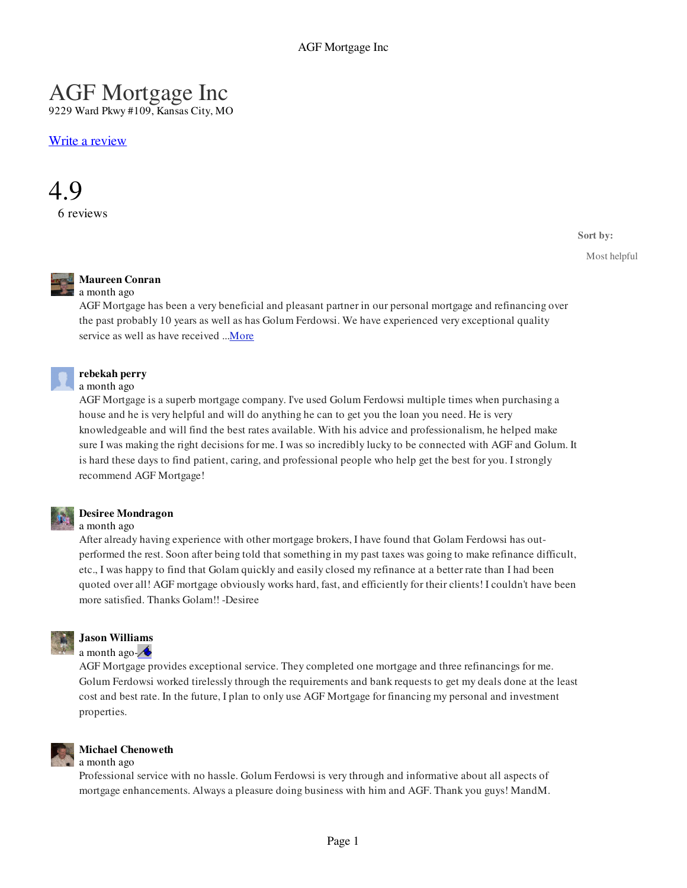# AGF Mortgage Inc

9229 Ward Pkwy #109, Kansas City, MO

Write a review

4.9

6 reviews

Sort by:

Most helpful

**Maureen Conran**
a month ago
AGF Mortgage has been a very beneficial and pleasant partner in our personal mortgage and refinancing over the past probably 10 years as well as has Golum Ferdowsi. We have experienced very exceptional quality service as well as have received ...More

**rebekah perry**
a month ago
AGF Mortgage is a superb mortgage company. I've used Golum Ferdowsi multiple times when purchasing a house and he is very helpful and will do anything he can to get you the loan you need. He is very knowledgeable and will find the best rates available. With his advice and professionalism, he helped make sure I was making the right decisions for me. I was so incredibly lucky to be connected with AGF and Golum. It is hard these days to find patient, caring, and professional people who help get the best for you. I strongly recommend AGF Mortgage!

**Desiree Mondragon**
a month ago
After already having experience with other mortgage brokers, I have found that Golam Ferdowsi has out-performed the rest. Soon after being told that something in my past taxes was going to make refinance difficult, etc., I was happy to find that Golam quickly and easily closed my refinance at a better rate than I had been quoted over all! AGF mortgage obviously works hard, fast, and efficiently for their clients! I couldn't have been more satisfied. Thanks Golam!! -Desiree

**Jason Williams**
a month ago-
AGF Mortgage provides exceptional service. They completed one mortgage and three refinancings for me. Golum Ferdowsi worked tirelessly through the requirements and bank requests to get my deals done at the least cost and best rate. In the future, I plan to only use AGF Mortgage for financing my personal and investment properties.

**Michael Chenoweth**
a month ago
Professional service with no hassle. Golum Ferdowsi is very through and informative about all aspects of mortgage enhancements. Always a pleasure doing business with him and AGF. Thank you guys! MandM.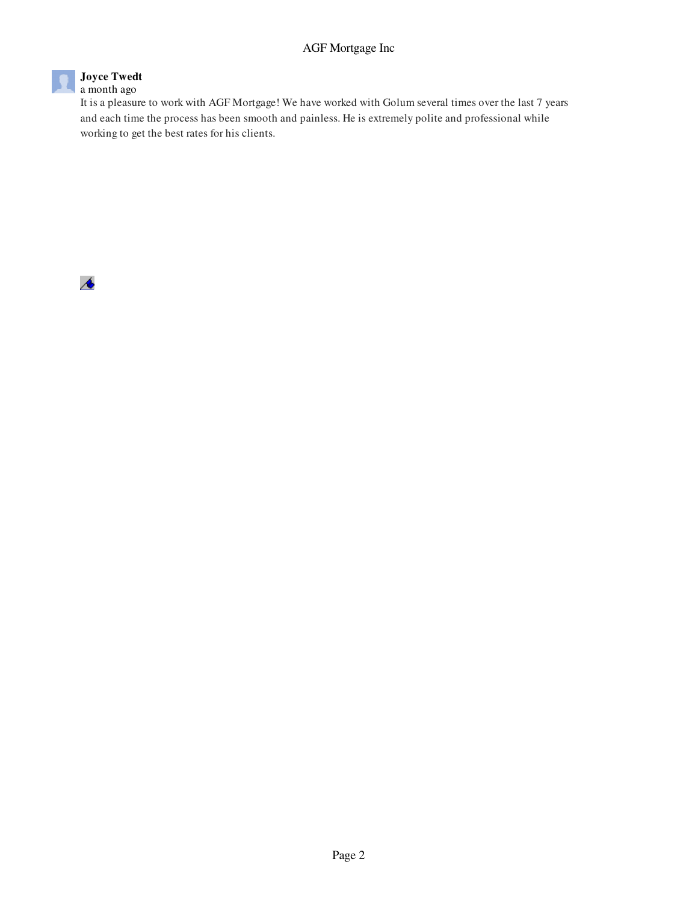**Joyce Twedt**
a month ago
It is a pleasure to work with AGF Mortgage! We have worked with Golum several times over the last 7 years and each time the process has been smooth and painless. He is extremely polite and professional while working to get the best rates for his clients.